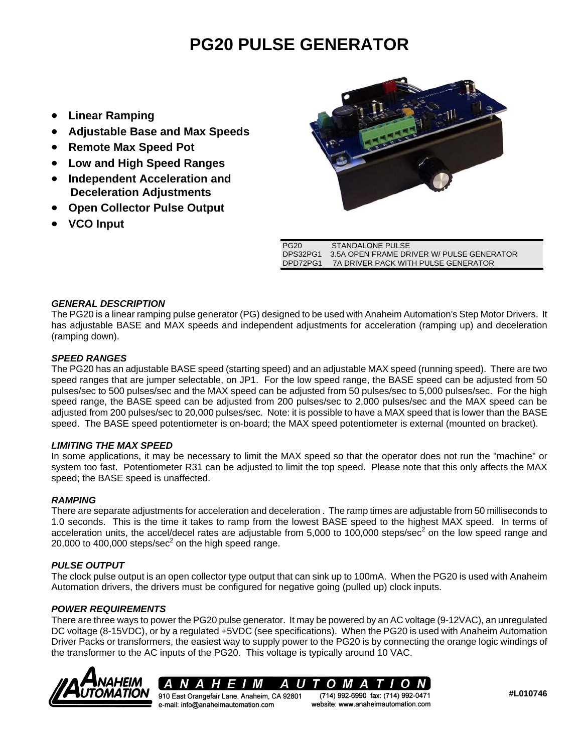# PG20 PULSE GENERATOR

- **Linear Ramping**
- **Adjustable Base and Max Speeds**
- **Remote Max Speed Pot**
- **Low and High Speed Ranges**
- **Independent Acceleration and Deceleration Adjustments**
- **Open Collector Pulse Output**
- **VCO Input**

| | |
|---|---|
| PG20 | STANDALONE PULSE |
| DPS32PG1 | 3.5A OPEN FRAME DRIVER W/ PULSE GENERATOR |
| DPD72PG1 | 7A DRIVER PACK WITH PULSE GENERATOR |

### *GENERAL DESCRIPTION*

The PG20 is a linear ramping pulse generator (PG) designed to be used with Anaheim Automation's Step Motor Drivers. It has adjustable BASE and MAX speeds and independent adjustments for acceleration (ramping up) and deceleration (ramping down).

### *SPEED RANGES*

The PG20 has an adjustable BASE speed (starting speed) and an adjustable MAX speed (running speed). There are two speed ranges that are jumper selectable, on JP1. For the low speed range, the BASE speed can be adjusted from 50 pulses/sec to 500 pulses/sec and the MAX speed can be adjusted from 50 pulses/sec to 5,000 pulses/sec. For the high speed range, the BASE speed can be adjusted from 200 pulses/sec to 2,000 pulses/sec and the MAX speed can be adjusted from 200 pulses/sec to 20,000 pulses/sec. Note: it is possible to have a MAX speed that is lower than the BASE speed. The BASE speed potentiometer is on-board; the MAX speed potentiometer is external (mounted on bracket).

### *LIMITING THE MAX SPEED*

In some applications, it may be necessary to limit the MAX speed so that the operator does not run the "machine" or system too fast. Potentiometer R31 can be adjusted to limit the top speed. Please note that this only affects the MAX speed; the BASE speed is unaffected.

### *RAMPING*

There are separate adjustments for acceleration and deceleration . The ramp times are adjustable from 50 milliseconds to 1.0 seconds. This is the time it takes to ramp from the lowest BASE speed to the highest MAX speed. In terms of acceleration units, the accel/decel rates are adjustable from 5,000 to 100,000 steps/sec$^2$ on the low speed range and 20,000 to 400,000 steps/sec$^2$ on the high speed range.

### *PULSE OUTPUT*

The clock pulse output is an open collector type output that can sink up to 100mA. When the PG20 is used with Anaheim Automation drivers, the drivers must be configured for negative going (pulled up) clock inputs.

### *POWER REQUIREMENTS*

There are three ways to power the PG20 pulse generator. It may be powered by an AC voltage (9-12VAC), an unregulated DC voltage (8-15VDC), or by a regulated +5VDC (see specifications). When the PG20 is used with Anaheim Automation Driver Packs or transformers, the easiest way to supply power to the PG20 is by connecting the orange logic windings of the transformer to the AC inputs of the PG20. This voltage is typically around 10 VAC.

ANAHEIM AUTOMATION
910 East Orangefair Lane, Anaheim, CA 92801
e-mail: info@anaheimautomation.com
(714) 992-6990 fax: (714) 992-0471
website: www.anaheimautomation.com

#L010746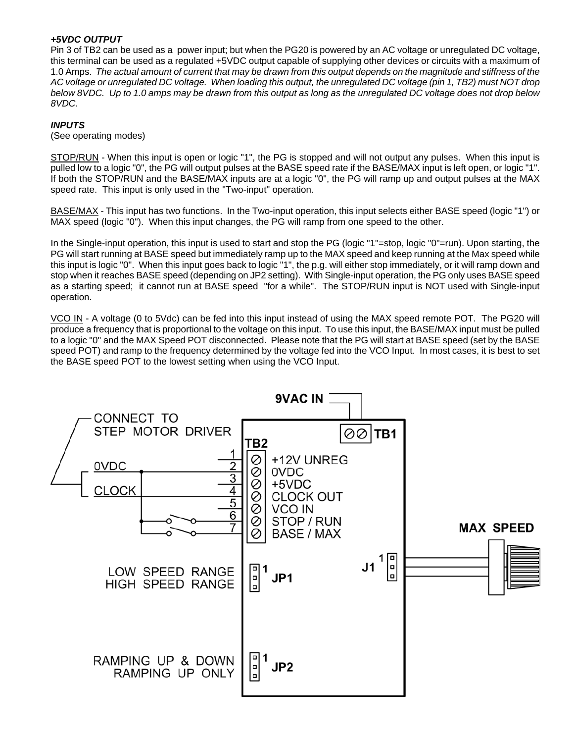***+5VDC OUTPUT***

Pin 3 of TB2 can be used as a power input; but when the PG20 is powered by an AC voltage or unregulated DC voltage, this terminal can be used as a regulated +5VDC output capable of supplying other devices or circuits with a maximum of 1.0 Amps. *The actual amount of current that may be drawn from this output depends on the magnitude and stiffness of the AC voltage or unregulated DC voltage. When loading this output, the unregulated DC voltage (pin 1, TB2) must NOT drop below 8VDC. Up to 1.0 amps may be drawn from this output as long as the unregulated DC voltage does not drop below 8VDC.*

***INPUTS***

(See operating modes)

STOP/RUN - When this input is open or logic "1", the PG is stopped and will not output any pulses. When this input is pulled low to a logic "0", the PG will output pulses at the BASE speed rate if the BASE/MAX input is left open, or logic "1". If both the STOP/RUN and the BASE/MAX inputs are at a logic "0", the PG will ramp up and output pulses at the MAX speed rate. This input is only used in the "Two-input" operation.

BASE/MAX - This input has two functions. In the Two-input operation, this input selects either BASE speed (logic "1") or MAX speed (logic "0"). When this input changes, the PG will ramp from one speed to the other.

In the Single-input operation, this input is used to start and stop the PG (logic "1"=stop, logic "0"=run). Upon starting, the PG will start running at BASE speed but immediately ramp up to the MAX speed and keep running at the Max speed while this input is logic "0". When this input goes back to logic "1", the p.g. will either stop immediately, or it will ramp down and stop when it reaches BASE speed (depending on JP2 setting). With Single-input operation, the PG only uses BASE speed as a starting speed; it cannot run at BASE speed "for a while". The STOP/RUN input is NOT used with Single-input operation.

VCO IN - A voltage (0 to 5Vdc) can be fed into this input instead of using the MAX speed remote POT. The PG20 will produce a frequency that is proportional to the voltage on this input. To use this input, the BASE/MAX input must be pulled to a logic "0" and the MAX Speed POT disconnected. Please note that the PG will start at BASE speed (set by the BASE speed POT) and ramp to the frequency determined by the voltage fed into the VCO Input. In most cases, it is best to set the BASE speed POT to the lowest setting when using the VCO Input.

9VAC IN

CONNECT TO STEP MOTOR DRIVER

0VDC

CLOCK

TB1

TB2

1 +12V UNREG
2 0VDC
3 +5VDC
4 CLOCK OUT
5 VCO IN
6 STOP / RUN
7 BASE / MAX

MAX SPEED

J1

LOW SPEED RANGE
HIGH SPEED RANGE
JP1

RAMPING UP & DOWN
RAMPING UP ONLY
JP2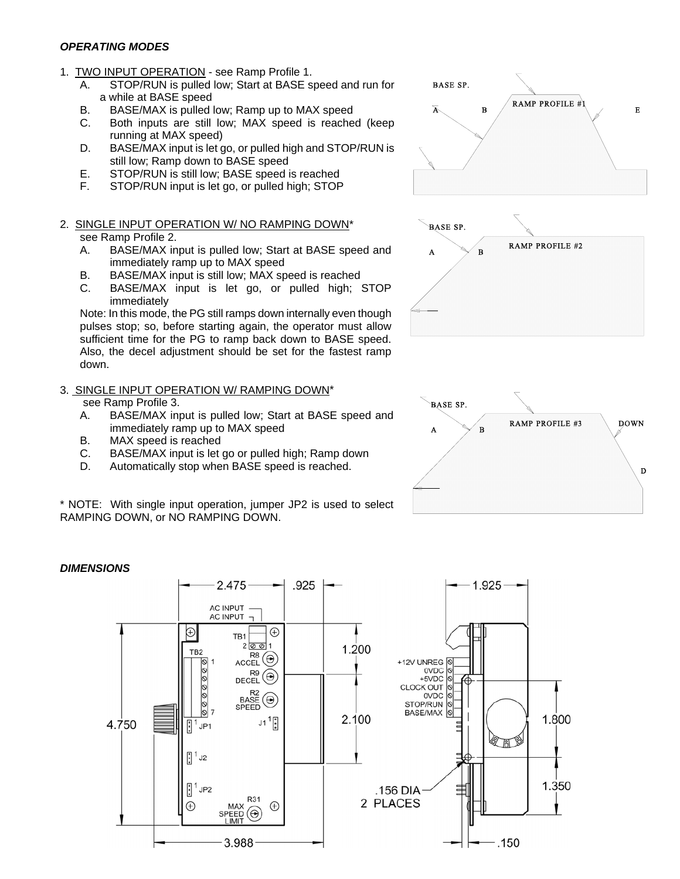***OPERATING MODES***

1. TWO INPUT OPERATION - see Ramp Profile 1.
   - A. STOP/RUN is pulled low; Start at BASE speed and run for a while at BASE speed
   - B. BASE/MAX is pulled low; Ramp up to MAX speed
   - C. Both inputs are still low; MAX speed is reached (keep running at MAX speed)
   - D. BASE/MAX input is let go, or pulled high and STOP/RUN is still low; Ramp down to BASE speed
   - E. STOP/RUN is still low; BASE speed is reached
   - F. STOP/RUN input is let go, or pulled high; STOP

2. SINGLE INPUT OPERATION W/ NO RAMPING DOWN*
   see Ramp Profile 2.
   - A. BASE/MAX input is pulled low; Start at BASE speed and immediately ramp up to MAX speed
   - B. BASE/MAX input is still low; MAX speed is reached
   - C. BASE/MAX input is let go, or pulled high; STOP immediately

   Note: In this mode, the PG still ramps down internally even though pulses stop; so, before starting again, the operator must allow sufficient time for the PG to ramp back down to BASE speed. Also, the decel adjustment should be set for the fastest ramp down.

3. SINGLE INPUT OPERATION W/ RAMPING DOWN*
   see Ramp Profile 3.
   - A. BASE/MAX input is pulled low; Start at BASE speed and immediately ramp up to MAX speed
   - B. MAX speed is reached
   - C. BASE/MAX input is let go or pulled high; Ramp down
   - D. Automatically stop when BASE speed is reached.

\* NOTE: With single input operation, jumper JP2 is used to select RAMPING DOWN, or NO RAMPING DOWN.

BASE SP. A B RAMP PROFILE #1 E

BASE SP. A B RAMP PROFILE #2

BASE SP. A B RAMP PROFILE #3 DOWN D

***DIMENSIONS***

2.475 .925 1.925 AC INPUT AC INPUT TB1 2 1 R8 ACCEL R9 DECEL R2 BASE SPEED TB2 1 7 JP1 J1 J2 JP2 R31 MAX SPEED LIMIT 4.750 1.200 2.100 3.988 +12V UNREG 0VDC +5VDC CLOCK OUT 0VDC STOP/RUN BASE/MAX 1.800 1.350 .156 DIA 2 PLACES .150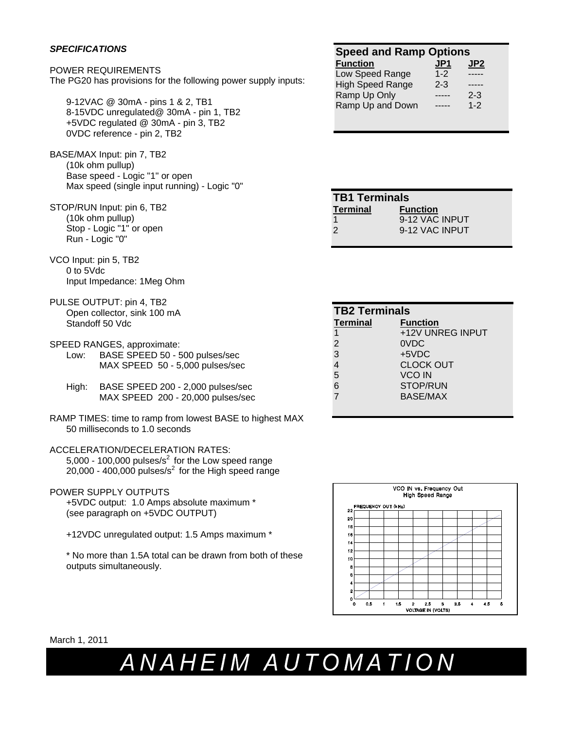***SPECIFICATIONS***

POWER REQUIREMENTS
The PG20 has provisions for the following power supply inputs:

9-12VAC @ 30mA - pins 1 & 2, TB1
8-15VDC unregulated@ 30mA - pin 1, TB2
+5VDC regulated @ 30mA - pin 3, TB2
0VDC reference - pin 2, TB2

BASE/MAX Input: pin 7, TB2
(10k ohm pullup)
Base speed - Logic "1" or open
Max speed (single input running) - Logic "0"

STOP/RUN Input: pin 6, TB2
(10k ohm pullup)
Stop - Logic "1" or open
Run - Logic "0"

VCO Input: pin 5, TB2
0 to 5Vdc
Input Impedance: 1Meg Ohm

PULSE OUTPUT: pin 4, TB2
Open collector, sink 100 mA
Standoff 50 Vdc

SPEED RANGES, approximate:

Low: BASE SPEED 50 - 500 pulses/sec
MAX SPEED 50 - 5,000 pulses/sec

High: BASE SPEED 200 - 2,000 pulses/sec
MAX SPEED 200 - 20,000 pulses/sec

RAMP TIMES: time to ramp from lowest BASE to highest MAX
50 milliseconds to 1.0 seconds

ACCELERATION/DECELERATION RATES:
5,000 - 100,000 pulses/$s^2$ for the Low speed range
20,000 - 400,000 pulses/$s^2$ for the High speed range

POWER SUPPLY OUTPUTS
+5VDC output: 1.0 Amps absolute maximum *
(see paragraph on +5VDC OUTPUT)

+12VDC unregulated output: 1.5 Amps maximum *

* No more than 1.5A total can be drawn from both of these outputs simultaneously.

### Speed and Ramp Options

| Function | JP1 | JP2 |
|---|---|---|
| Low Speed Range | 1-2 | ----- |
| High Speed Range | 2-3 | ----- |
| Ramp Up Only | ----- | 2-3 |
| Ramp Up and Down | ----- | 1-2 |

### TB1 Terminals

| Terminal | Function |
|---|---|
| 1 | 9-12 VAC INPUT |
| 2 | 9-12 VAC INPUT |

### TB2 Terminals

| Terminal | Function |
|---|---|
| 1 | +12V UNREG INPUT |
| 2 | 0VDC |
| 3 | +5VDC |
| 4 | CLOCK OUT |
| 5 | VCO IN |
| 6 | STOP/RUN |
| 7 | BASE/MAX |

VCO IN vs. Frequency Out
High Speed Range
FREQUENCY OUT (kHz)
22
20
18
16
14
12
10
8
6
4
2
0
0 0.5 1 1.5 2 2.5 3 3.5 4 4.5 5
VOLTAGE IN (VOLTS)

March 1, 2011

ANAHEIM AUTOMATION